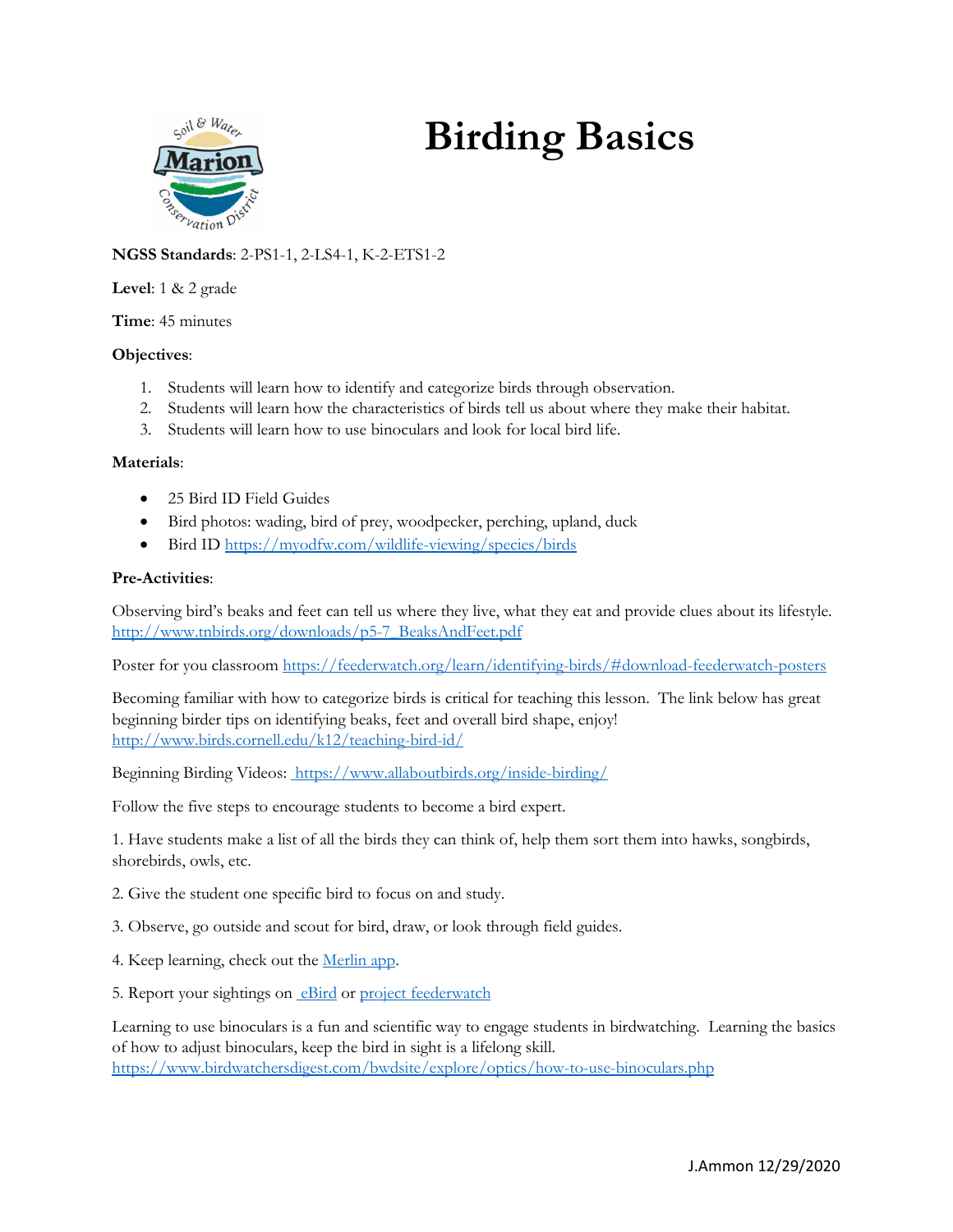# Birding Basics

**NGSS Standards**: 2-PS1-1, 2-LS4-1, K-2-ETS1-2

**Level**: 1 & 2 grade

**Time**: 45 minutes

**Objectives**:

1. Students will learn how to identify and categorize birds through observation.
2. Students will learn how the characteristics of birds tell us about where they make their habitat.
3. Students will learn how to use binoculars and look for local bird life.

**Materials**:

- 25 Bird ID Field Guides
- Bird photos: wading, bird of prey, woodpecker, perching, upland, duck
- Bird ID https://myodfw.com/wildlife-viewing/species/birds

**Pre-Activities**:

Observing bird's beaks and feet can tell us where they live, what they eat and provide clues about its lifestyle. http://www.tnbirds.org/downloads/p5-7_BeaksAndFeet.pdf

Poster for you classroom https://feederwatch.org/learn/identifying-birds/#download-feederwatch-posters

Becoming familiar with how to categorize birds is critical for teaching this lesson. The link below has great beginning birder tips on identifying beaks, feet and overall bird shape, enjoy! http://www.birds.cornell.edu/k12/teaching-bird-id/

Beginning Birding Videos: https://www.allaboutbirds.org/inside-birding/

Follow the five steps to encourage students to become a bird expert.

1. Have students make a list of all the birds they can think of, help them sort them into hawks, songbirds, shorebirds, owls, etc.

2. Give the student one specific bird to focus on and study.

3. Observe, go outside and scout for bird, draw, or look through field guides.

4. Keep learning, check out the Merlin app.

5. Report your sightings on eBird or project feederwatch

Learning to use binoculars is a fun and scientific way to engage students in birdwatching. Learning the basics of how to adjust binoculars, keep the bird in sight is a lifelong skill. https://www.birdwatchersdigest.com/bwdsite/explore/optics/how-to-use-binoculars.php

J.Ammon 12/29/2020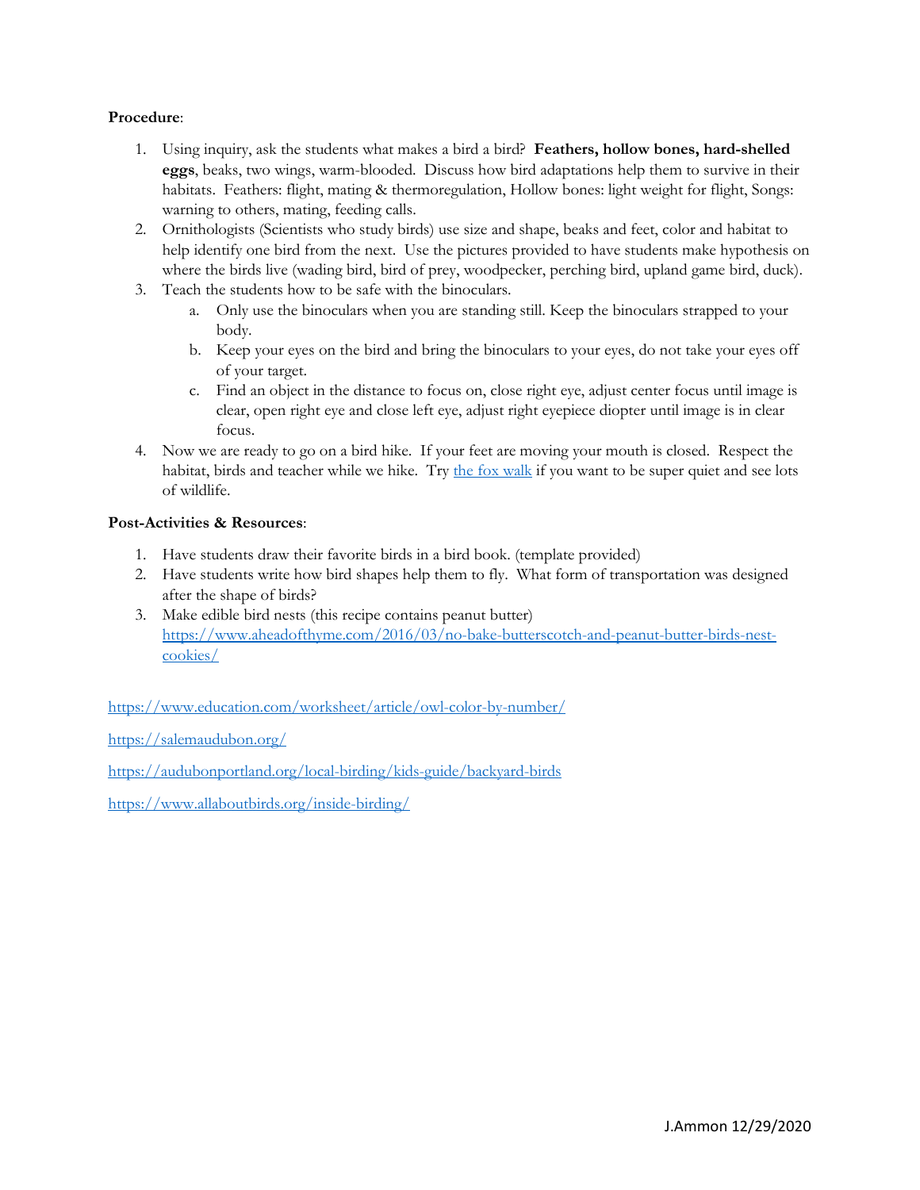**Procedure**:

1. Using inquiry, ask the students what makes a bird a bird? **Feathers, hollow bones, hard-shelled eggs**, beaks, two wings, warm-blooded. Discuss how bird adaptations help them to survive in their habitats. Feathers: flight, mating & thermoregulation, Hollow bones: light weight for flight, Songs: warning to others, mating, feeding calls.
2. Ornithologists (Scientists who study birds) use size and shape, beaks and feet, color and habitat to help identify one bird from the next. Use the pictures provided to have students make hypothesis on where the birds live (wading bird, bird of prey, woodpecker, perching bird, upland game bird, duck).
3. Teach the students how to be safe with the binoculars.
   a. Only use the binoculars when you are standing still. Keep the binoculars strapped to your body.
   b. Keep your eyes on the bird and bring the binoculars to your eyes, do not take your eyes off of your target.
   c. Find an object in the distance to focus on, close right eye, adjust center focus until image is clear, open right eye and close left eye, adjust right eyepiece diopter until image is in clear focus.
4. Now we are ready to go on a bird hike. If your feet are moving your mouth is closed. Respect the habitat, birds and teacher while we hike. Try the fox walk if you want to be super quiet and see lots of wildlife.

**Post-Activities & Resources**:

1. Have students draw their favorite birds in a bird book. (template provided)
2. Have students write how bird shapes help them to fly. What form of transportation was designed after the shape of birds?
3. Make edible bird nests (this recipe contains peanut butter) https://www.aheadofthyme.com/2016/03/no-bake-butterscotch-and-peanut-butter-birds-nest-cookies/

https://www.education.com/worksheet/article/owl-color-by-number/

https://salemaudubon.org/

https://audubonportland.org/local-birding/kids-guide/backyard-birds

https://www.allaboutbirds.org/inside-birding/

J.Ammon 12/29/2020